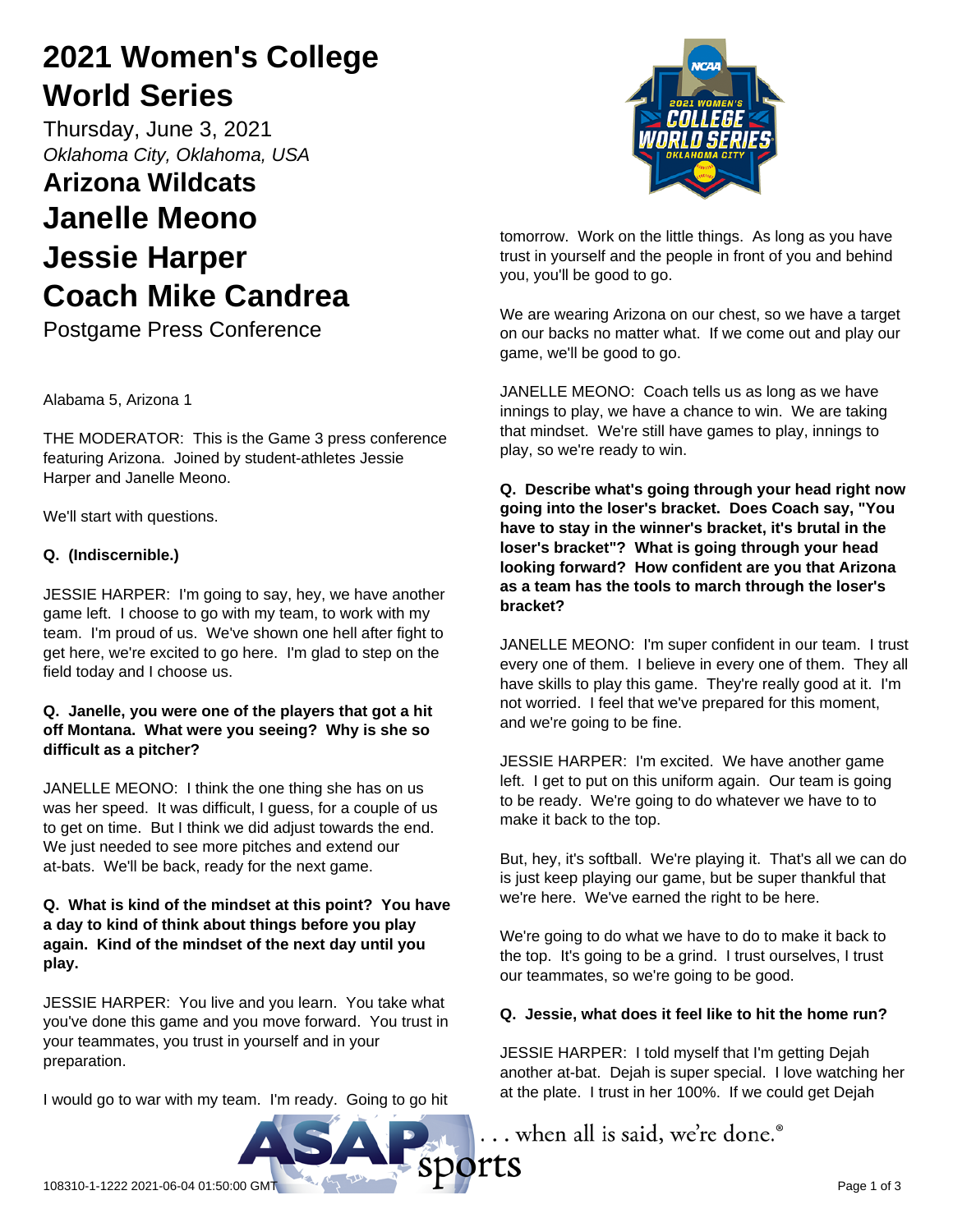# 2021 Women's College World Series

Thursday, June 3, 2021

*Oklahoma City, Oklahoma, USA*

## Arizona Wildcats

# Janelle Meono

# Jessie Harper

# Coach Mike Candrea

Postgame Press Conference

Alabama 5, Arizona 1

THE MODERATOR: This is the Game 3 press conference featuring Arizona. Joined by student-athletes Jessie Harper and Janelle Meono.

We'll start with questions.

**Q. (Indiscernible.)**

JESSIE HARPER: I'm going to say, hey, we have another game left. I choose to go with my team, to work with my team. I'm proud of us. We've shown one hell after fight to get here, we're excited to go here. I'm glad to step on the field today and I choose us.

**Q. Janelle, you were one of the players that got a hit off Montana. What were you seeing? Why is she so difficult as a pitcher?**

JANELLE MEONO: I think the one thing she has on us was her speed. It was difficult, I guess, for a couple of us to get on time. But I think we did adjust towards the end. We just needed to see more pitches and extend our at-bats. We'll be back, ready for the next game.

**Q. What is kind of the mindset at this point? You have a day to kind of think about things before you play again. Kind of the mindset of the next day until you play.**

JESSIE HARPER: You live and you learn. You take what you've done this game and you move forward. You trust in your teammates, you trust in yourself and in your preparation.

I would go to war with my team. I'm ready. Going to go hit tomorrow. Work on the little things. As long as you have trust in yourself and the people in front of you and behind you, you'll be good to go.

We are wearing Arizona on our chest, so we have a target on our backs no matter what. If we come out and play our game, we'll be good to go.

JANELLE MEONO: Coach tells us as long as we have innings to play, we have a chance to win. We are taking that mindset. We're still have games to play, innings to play, so we're ready to win.

**Q. Describe what's going through your head right now going into the loser's bracket. Does Coach say, "You have to stay in the winner's bracket, it's brutal in the loser's bracket"? What is going through your head looking forward? How confident are you that Arizona as a team has the tools to march through the loser's bracket?**

JANELLE MEONO: I'm super confident in our team. I trust every one of them. I believe in every one of them. They all have skills to play this game. They're really good at it. I'm not worried. I feel that we've prepared for this moment, and we're going to be fine.

JESSIE HARPER: I'm excited. We have another game left. I get to put on this uniform again. Our team is going to be ready. We're going to do whatever we have to to make it back to the top.

But, hey, it's softball. We're playing it. That's all we can do is just keep playing our game, but be super thankful that we're here. We've earned the right to be here.

We're going to do what we have to do to make it back to the top. It's going to be a grind. I trust ourselves, I trust our teammates, so we're going to be good.

**Q. Jessie, what does it feel like to hit the home run?**

JESSIE HARPER: I told myself that I'm getting Dejah another at-bat. Dejah is super special. I love watching her at the plate. I trust in her 100%. If we could get Dejah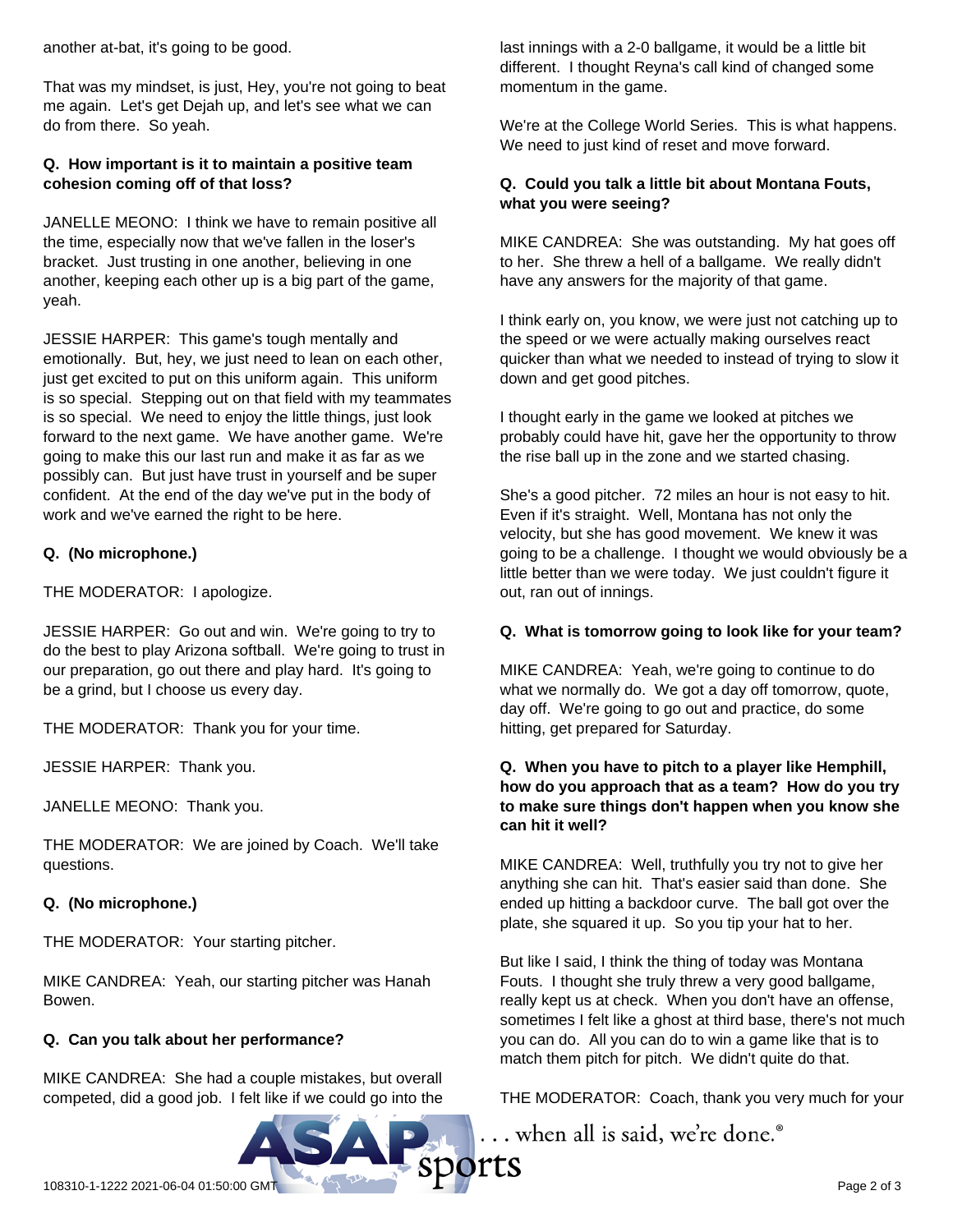another at-bat, it's going to be good.

That was my mindset, is just, Hey, you're not going to beat me again. Let's get Dejah up, and let's see what we can do from there. So yeah.

**Q. How important is it to maintain a positive team cohesion coming off of that loss?**

JANELLE MEONO: I think we have to remain positive all the time, especially now that we've fallen in the loser's bracket. Just trusting in one another, believing in one another, keeping each other up is a big part of the game, yeah.

JESSIE HARPER: This game's tough mentally and emotionally. But, hey, we just need to lean on each other, just get excited to put on this uniform again. This uniform is so special. Stepping out on that field with my teammates is so special. We need to enjoy the little things, just look forward to the next game. We have another game. We're going to make this our last run and make it as far as we possibly can. But just have trust in yourself and be super confident. At the end of the day we've put in the body of work and we've earned the right to be here.

**Q. (No microphone.)**

THE MODERATOR: I apologize.

JESSIE HARPER: Go out and win. We're going to try to do the best to play Arizona softball. We're going to trust in our preparation, go out there and play hard. It's going to be a grind, but I choose us every day.

THE MODERATOR: Thank you for your time.

JESSIE HARPER: Thank you.

JANELLE MEONO: Thank you.

THE MODERATOR: We are joined by Coach. We'll take questions.

**Q. (No microphone.)**

THE MODERATOR: Your starting pitcher.

MIKE CANDREA: Yeah, our starting pitcher was Hanah Bowen.

**Q. Can you talk about her performance?**

MIKE CANDREA: She had a couple mistakes, but overall competed, did a good job. I felt like if we could go into the last innings with a 2-0 ballgame, it would be a little bit different. I thought Reyna's call kind of changed some momentum in the game.

We're at the College World Series. This is what happens. We need to just kind of reset and move forward.

**Q. Could you talk a little bit about Montana Fouts, what you were seeing?**

MIKE CANDREA: She was outstanding. My hat goes off to her. She threw a hell of a ballgame. We really didn't have any answers for the majority of that game.

I think early on, you know, we were just not catching up to the speed or we were actually making ourselves react quicker than what we needed to instead of trying to slow it down and get good pitches.

I thought early in the game we looked at pitches we probably could have hit, gave her the opportunity to throw the rise ball up in the zone and we started chasing.

She's a good pitcher. 72 miles an hour is not easy to hit. Even if it's straight. Well, Montana has not only the velocity, but she has good movement. We knew it was going to be a challenge. I thought we would obviously be a little better than we were today. We just couldn't figure it out, ran out of innings.

**Q. What is tomorrow going to look like for your team?**

MIKE CANDREA: Yeah, we're going to continue to do what we normally do. We got a day off tomorrow, quote, day off. We're going to go out and practice, do some hitting, get prepared for Saturday.

**Q. When you have to pitch to a player like Hemphill, how do you approach that as a team? How do you try to make sure things don't happen when you know she can hit it well?**

MIKE CANDREA: Well, truthfully you try not to give her anything she can hit. That's easier said than done. She ended up hitting a backdoor curve. The ball got over the plate, she squared it up. So you tip your hat to her.

But like I said, I think the thing of today was Montana Fouts. I thought she truly threw a very good ballgame, really kept us at check. When you don't have an offense, sometimes I felt like a ghost at third base, there's not much you can do. All you can do to win a game like that is to match them pitch for pitch. We didn't quite do that.

THE MODERATOR: Coach, thank you very much for your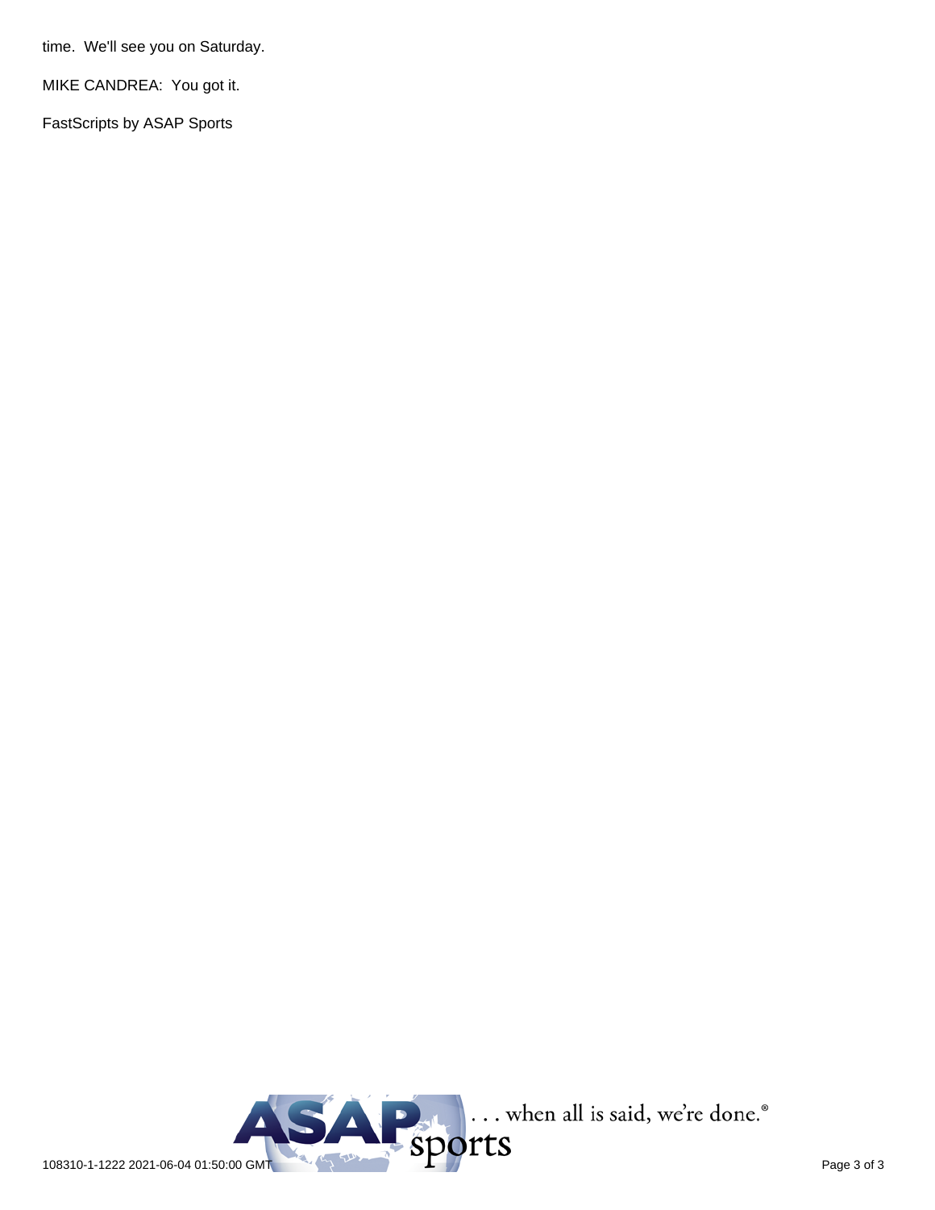time. We'll see you on Saturday.

MIKE CANDREA: You got it.

FastScripts by ASAP Sports